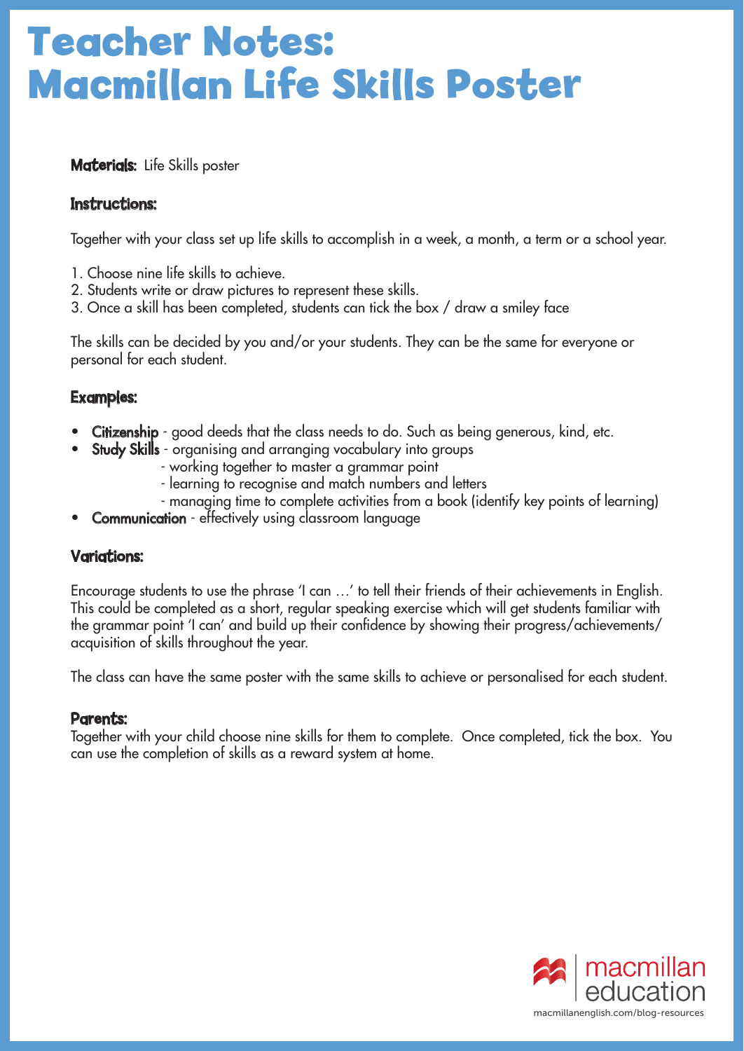# Teacher Notes: Macmillan Life Skills Poster

**Materials:** Life Skills poster

**Instructions:**

Together with your class set up life skills to accomplish in a week, a month, a term or a school year.

1. Choose nine life skills to achieve.
2. Students write or draw pictures to represent these skills.
3. Once a skill has been completed, students can tick the box / draw a smiley face

The skills can be decided by you and/or your students. They can be the same for everyone or personal for each student.

**Examples:**

- **Citizenship** - good deeds that the class needs to do. Such as being generous, kind, etc.
- **Study Skills** - organising and arranging vocabulary into groups
  - working together to master a grammar point
  - learning to recognise and match numbers and letters
  - managing time to complete activities from a book (identify key points of learning)
- **Communication** - effectively using classroom language

**Variations:**

Encourage students to use the phrase 'I can …' to tell their friends of their achievements in English. This could be completed as a short, regular speaking exercise which will get students familiar with the grammar point 'I can' and build up their confidence by showing their progress/achievements/acquisition of skills throughout the year.

The class can have the same poster with the same skills to achieve or personalised for each student.

**Parents:**
Together with your child choose nine skills for them to complete. Once completed, tick the box. You can use the completion of skills as a reward system at home.

macmillan education
macmillanenglish.com/blog-resources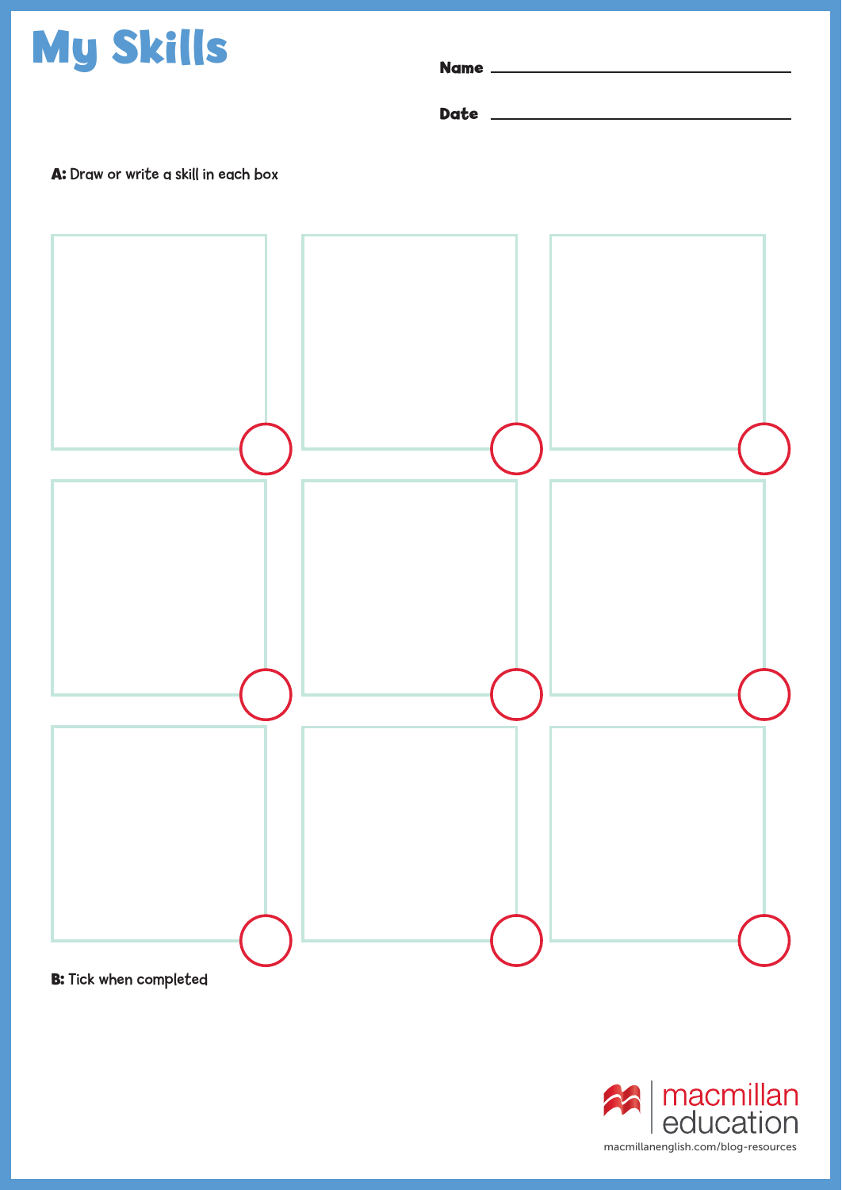# My Skills

**Name** \_\_\_\_\_\_\_\_\_\_\_\_\_\_\_\_\_\_\_\_\_\_\_\_\_\_\_\_\_\_

**Date** \_\_\_\_\_\_\_\_\_\_\_\_\_\_\_\_\_\_\_\_\_\_\_\_\_\_\_\_\_\_

**A:** Draw or write a skill in each box

**B:** Tick when completed

macmillan education

macmillanenglish.com/blog-resources